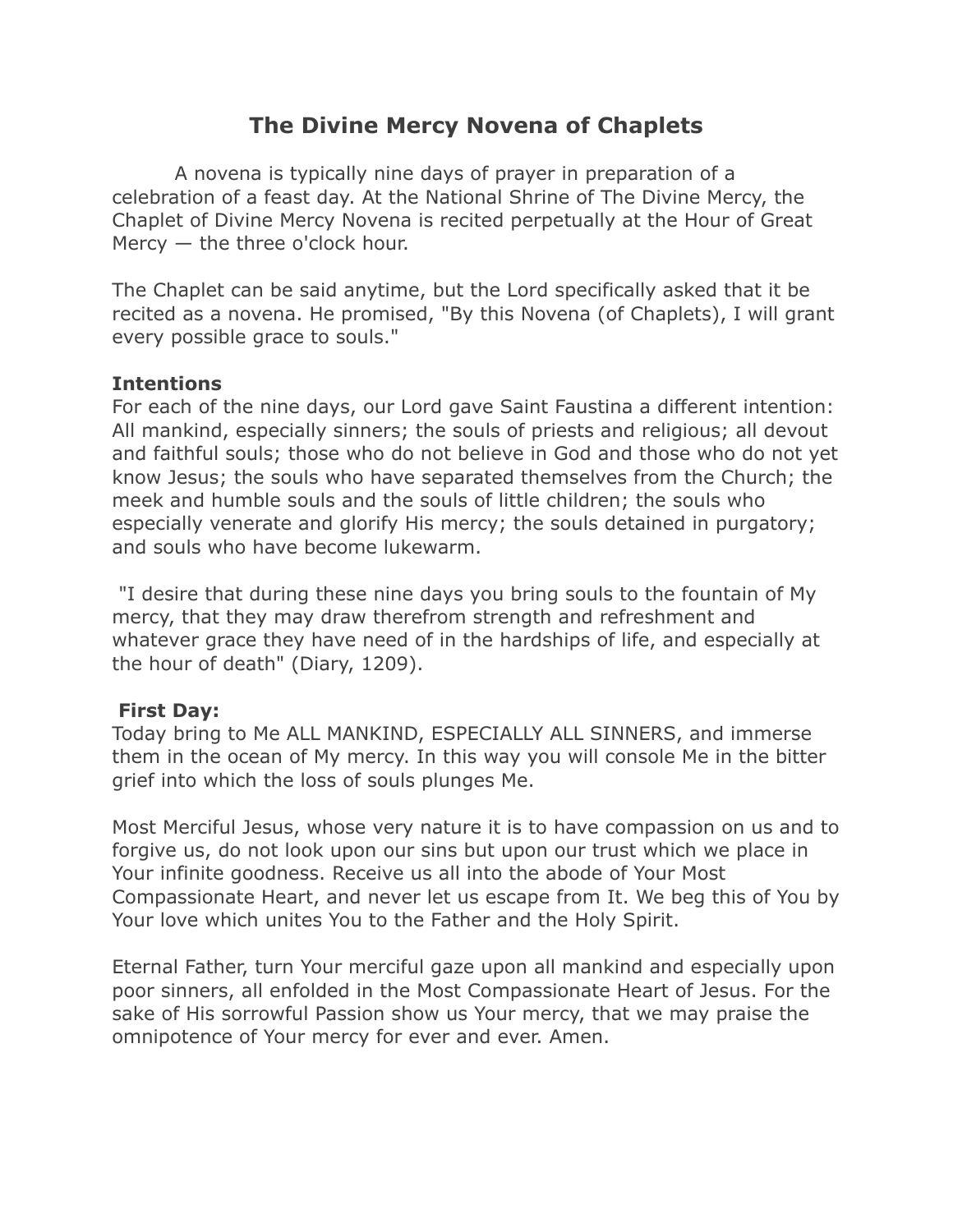# The Divine Mercy Novena of Chaplets

A novena is typically nine days of prayer in preparation of a celebration of a feast day. At the National Shrine of The Divine Mercy, the Chaplet of Divine Mercy Novena is recited perpetually at the Hour of Great Mercy — the three o'clock hour.

The Chaplet can be said anytime, but the Lord specifically asked that it be recited as a novena. He promised, "By this Novena (of Chaplets), I will grant every possible grace to souls."

**Intentions**
For each of the nine days, our Lord gave Saint Faustina a different intention: All mankind, especially sinners; the souls of priests and religious; all devout and faithful souls; those who do not believe in God and those who do not yet know Jesus; the souls who have separated themselves from the Church; the meek and humble souls and the souls of little children; the souls who especially venerate and glorify His mercy; the souls detained in purgatory; and souls who have become lukewarm.

"I desire that during these nine days you bring souls to the fountain of My mercy, that they may draw therefrom strength and refreshment and whatever grace they have need of in the hardships of life, and especially at the hour of death" (Diary, 1209).

**First Day:**
Today bring to Me ALL MANKIND, ESPECIALLY ALL SINNERS, and immerse them in the ocean of My mercy. In this way you will console Me in the bitter grief into which the loss of souls plunges Me.

Most Merciful Jesus, whose very nature it is to have compassion on us and to forgive us, do not look upon our sins but upon our trust which we place in Your infinite goodness. Receive us all into the abode of Your Most Compassionate Heart, and never let us escape from It. We beg this of You by Your love which unites You to the Father and the Holy Spirit.

Eternal Father, turn Your merciful gaze upon all mankind and especially upon poor sinners, all enfolded in the Most Compassionate Heart of Jesus. For the sake of His sorrowful Passion show us Your mercy, that we may praise the omnipotence of Your mercy for ever and ever. Amen.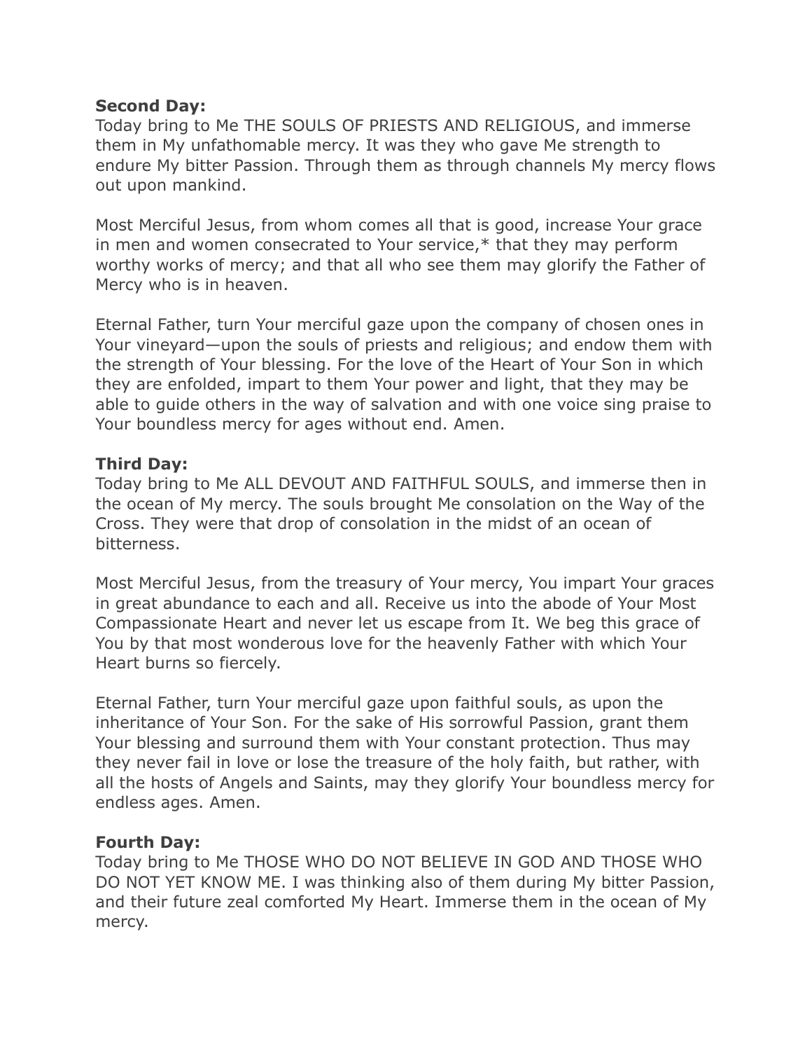**Second Day:**
Today bring to Me THE SOULS OF PRIESTS AND RELIGIOUS, and immerse them in My unfathomable mercy. It was they who gave Me strength to endure My bitter Passion. Through them as through channels My mercy flows out upon mankind.

Most Merciful Jesus, from whom comes all that is good, increase Your grace in men and women consecrated to Your service,* that they may perform worthy works of mercy; and that all who see them may glorify the Father of Mercy who is in heaven.

Eternal Father, turn Your merciful gaze upon the company of chosen ones in Your vineyard—upon the souls of priests and religious; and endow them with the strength of Your blessing. For the love of the Heart of Your Son in which they are enfolded, impart to them Your power and light, that they may be able to guide others in the way of salvation and with one voice sing praise to Your boundless mercy for ages without end. Amen.

**Third Day:**
Today bring to Me ALL DEVOUT AND FAITHFUL SOULS, and immerse then in the ocean of My mercy. The souls brought Me consolation on the Way of the Cross. They were that drop of consolation in the midst of an ocean of bitterness.

Most Merciful Jesus, from the treasury of Your mercy, You impart Your graces in great abundance to each and all. Receive us into the abode of Your Most Compassionate Heart and never let us escape from It. We beg this grace of You by that most wonderous love for the heavenly Father with which Your Heart burns so fiercely.

Eternal Father, turn Your merciful gaze upon faithful souls, as upon the inheritance of Your Son. For the sake of His sorrowful Passion, grant them Your blessing and surround them with Your constant protection. Thus may they never fail in love or lose the treasure of the holy faith, but rather, with all the hosts of Angels and Saints, may they glorify Your boundless mercy for endless ages. Amen.

**Fourth Day:**
Today bring to Me THOSE WHO DO NOT BELIEVE IN GOD AND THOSE WHO DO NOT YET KNOW ME. I was thinking also of them during My bitter Passion, and their future zeal comforted My Heart. Immerse them in the ocean of My mercy.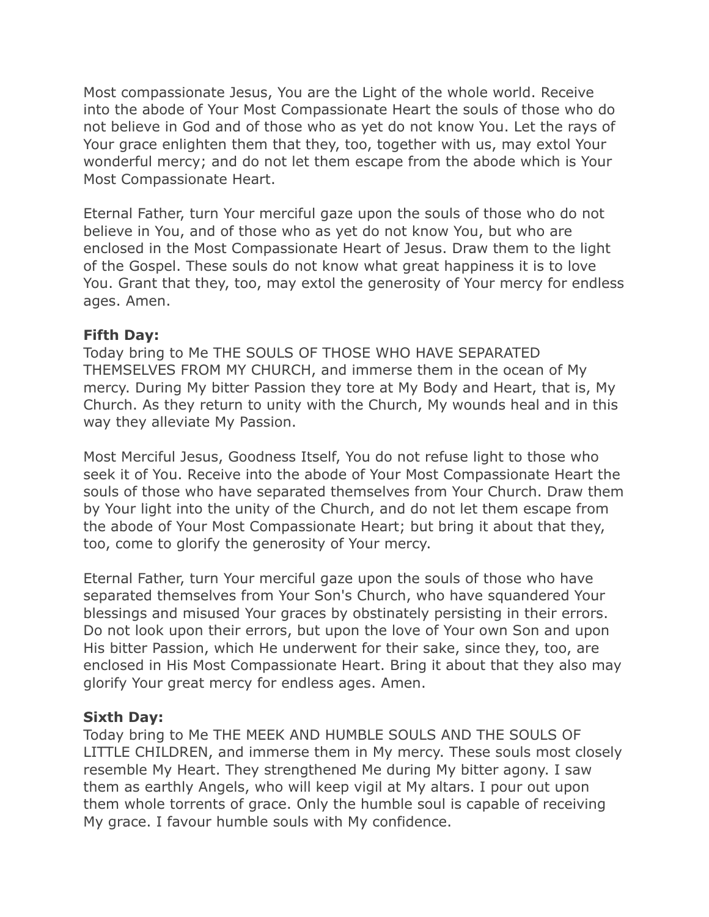Most compassionate Jesus, You are the Light of the whole world. Receive into the abode of Your Most Compassionate Heart the souls of those who do not believe in God and of those who as yet do not know You. Let the rays of Your grace enlighten them that they, too, together with us, may extol Your wonderful mercy; and do not let them escape from the abode which is Your Most Compassionate Heart.

Eternal Father, turn Your merciful gaze upon the souls of those who do not believe in You, and of those who as yet do not know You, but who are enclosed in the Most Compassionate Heart of Jesus. Draw them to the light of the Gospel. These souls do not know what great happiness it is to love You. Grant that they, too, may extol the generosity of Your mercy for endless ages. Amen.

**Fifth Day:**
Today bring to Me THE SOULS OF THOSE WHO HAVE SEPARATED THEMSELVES FROM MY CHURCH, and immerse them in the ocean of My mercy. During My bitter Passion they tore at My Body and Heart, that is, My Church. As they return to unity with the Church, My wounds heal and in this way they alleviate My Passion.

Most Merciful Jesus, Goodness Itself, You do not refuse light to those who seek it of You. Receive into the abode of Your Most Compassionate Heart the souls of those who have separated themselves from Your Church. Draw them by Your light into the unity of the Church, and do not let them escape from the abode of Your Most Compassionate Heart; but bring it about that they, too, come to glorify the generosity of Your mercy.

Eternal Father, turn Your merciful gaze upon the souls of those who have separated themselves from Your Son's Church, who have squandered Your blessings and misused Your graces by obstinately persisting in their errors. Do not look upon their errors, but upon the love of Your own Son and upon His bitter Passion, which He underwent for their sake, since they, too, are enclosed in His Most Compassionate Heart. Bring it about that they also may glorify Your great mercy for endless ages. Amen.

**Sixth Day:**
Today bring to Me THE MEEK AND HUMBLE SOULS AND THE SOULS OF LITTLE CHILDREN, and immerse them in My mercy. These souls most closely resemble My Heart. They strengthened Me during My bitter agony. I saw them as earthly Angels, who will keep vigil at My altars. I pour out upon them whole torrents of grace. Only the humble soul is capable of receiving My grace. I favour humble souls with My confidence.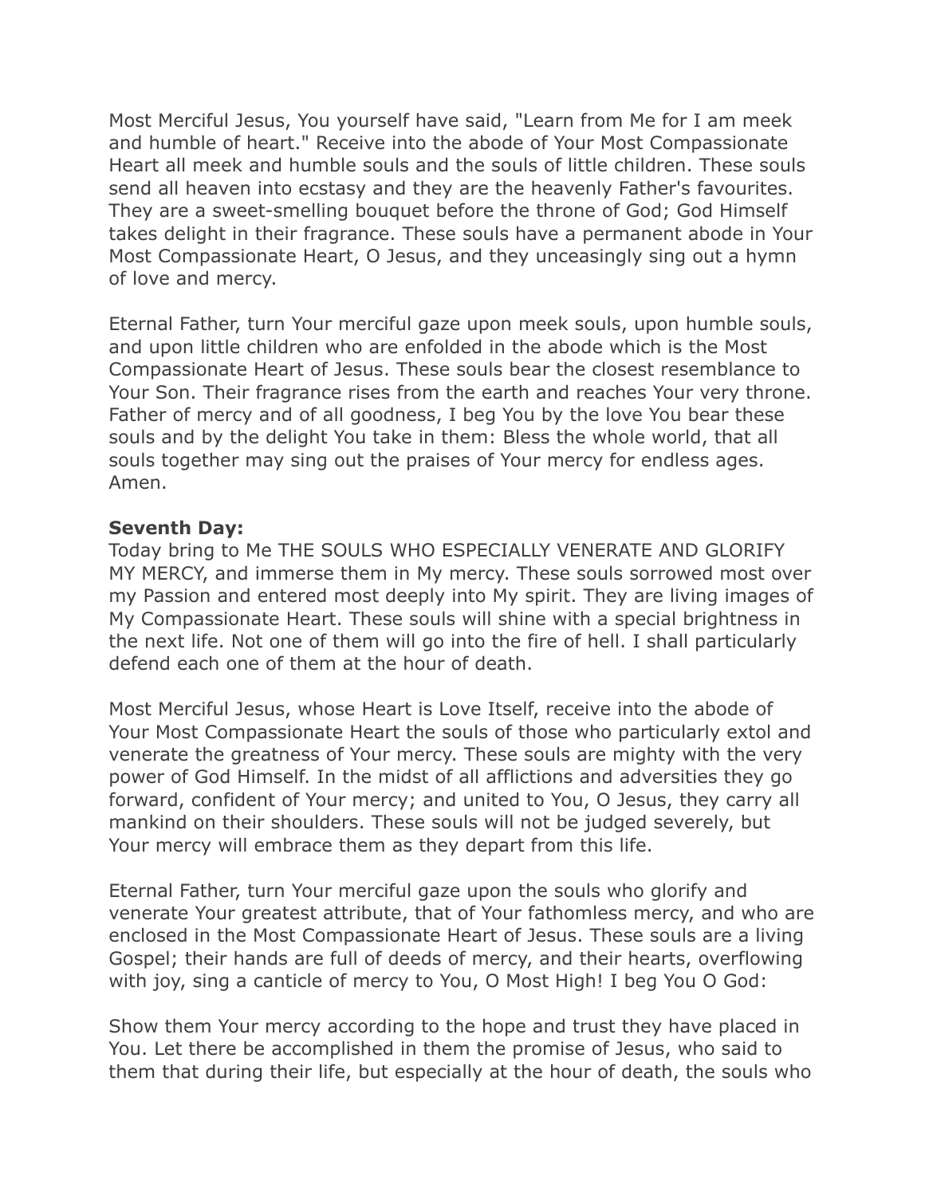Most Merciful Jesus, You yourself have said, "Learn from Me for I am meek and humble of heart." Receive into the abode of Your Most Compassionate Heart all meek and humble souls and the souls of little children. These souls send all heaven into ecstasy and they are the heavenly Father's favourites. They are a sweet-smelling bouquet before the throne of God; God Himself takes delight in their fragrance. These souls have a permanent abode in Your Most Compassionate Heart, O Jesus, and they unceasingly sing out a hymn of love and mercy.

Eternal Father, turn Your merciful gaze upon meek souls, upon humble souls, and upon little children who are enfolded in the abode which is the Most Compassionate Heart of Jesus. These souls bear the closest resemblance to Your Son. Their fragrance rises from the earth and reaches Your very throne. Father of mercy and of all goodness, I beg You by the love You bear these souls and by the delight You take in them: Bless the whole world, that all souls together may sing out the praises of Your mercy for endless ages. Amen.

**Seventh Day:**
Today bring to Me THE SOULS WHO ESPECIALLY VENERATE AND GLORIFY MY MERCY, and immerse them in My mercy. These souls sorrowed most over my Passion and entered most deeply into My spirit. They are living images of My Compassionate Heart. These souls will shine with a special brightness in the next life. Not one of them will go into the fire of hell. I shall particularly defend each one of them at the hour of death.

Most Merciful Jesus, whose Heart is Love Itself, receive into the abode of Your Most Compassionate Heart the souls of those who particularly extol and venerate the greatness of Your mercy. These souls are mighty with the very power of God Himself. In the midst of all afflictions and adversities they go forward, confident of Your mercy; and united to You, O Jesus, they carry all mankind on their shoulders. These souls will not be judged severely, but Your mercy will embrace them as they depart from this life.

Eternal Father, turn Your merciful gaze upon the souls who glorify and venerate Your greatest attribute, that of Your fathomless mercy, and who are enclosed in the Most Compassionate Heart of Jesus. These souls are a living Gospel; their hands are full of deeds of mercy, and their hearts, overflowing with joy, sing a canticle of mercy to You, O Most High! I beg You O God:

Show them Your mercy according to the hope and trust they have placed in You. Let there be accomplished in them the promise of Jesus, who said to them that during their life, but especially at the hour of death, the souls who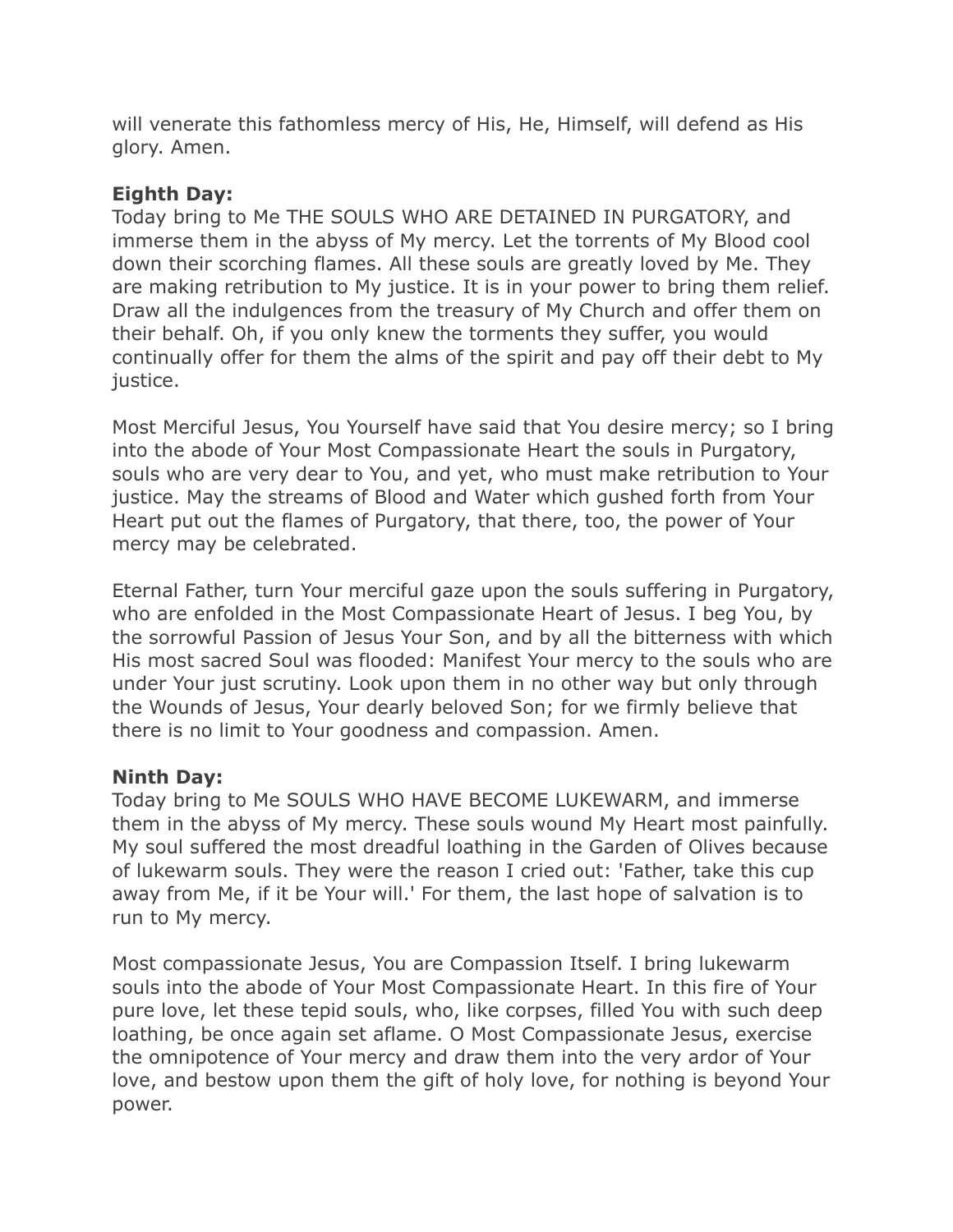will venerate this fathomless mercy of His, He, Himself, will defend as His glory. Amen.

**Eighth Day:**
Today bring to Me THE SOULS WHO ARE DETAINED IN PURGATORY, and immerse them in the abyss of My mercy. Let the torrents of My Blood cool down their scorching flames. All these souls are greatly loved by Me. They are making retribution to My justice. It is in your power to bring them relief. Draw all the indulgences from the treasury of My Church and offer them on their behalf. Oh, if you only knew the torments they suffer, you would continually offer for them the alms of the spirit and pay off their debt to My justice.

Most Merciful Jesus, You Yourself have said that You desire mercy; so I bring into the abode of Your Most Compassionate Heart the souls in Purgatory, souls who are very dear to You, and yet, who must make retribution to Your justice. May the streams of Blood and Water which gushed forth from Your Heart put out the flames of Purgatory, that there, too, the power of Your mercy may be celebrated.

Eternal Father, turn Your merciful gaze upon the souls suffering in Purgatory, who are enfolded in the Most Compassionate Heart of Jesus. I beg You, by the sorrowful Passion of Jesus Your Son, and by all the bitterness with which His most sacred Soul was flooded: Manifest Your mercy to the souls who are under Your just scrutiny. Look upon them in no other way but only through the Wounds of Jesus, Your dearly beloved Son; for we firmly believe that there is no limit to Your goodness and compassion. Amen.

**Ninth Day:**
Today bring to Me SOULS WHO HAVE BECOME LUKEWARM, and immerse them in the abyss of My mercy. These souls wound My Heart most painfully. My soul suffered the most dreadful loathing in the Garden of Olives because of lukewarm souls. They were the reason I cried out: 'Father, take this cup away from Me, if it be Your will.' For them, the last hope of salvation is to run to My mercy.

Most compassionate Jesus, You are Compassion Itself. I bring lukewarm souls into the abode of Your Most Compassionate Heart. In this fire of Your pure love, let these tepid souls, who, like corpses, filled You with such deep loathing, be once again set aflame. O Most Compassionate Jesus, exercise the omnipotence of Your mercy and draw them into the very ardor of Your love, and bestow upon them the gift of holy love, for nothing is beyond Your power.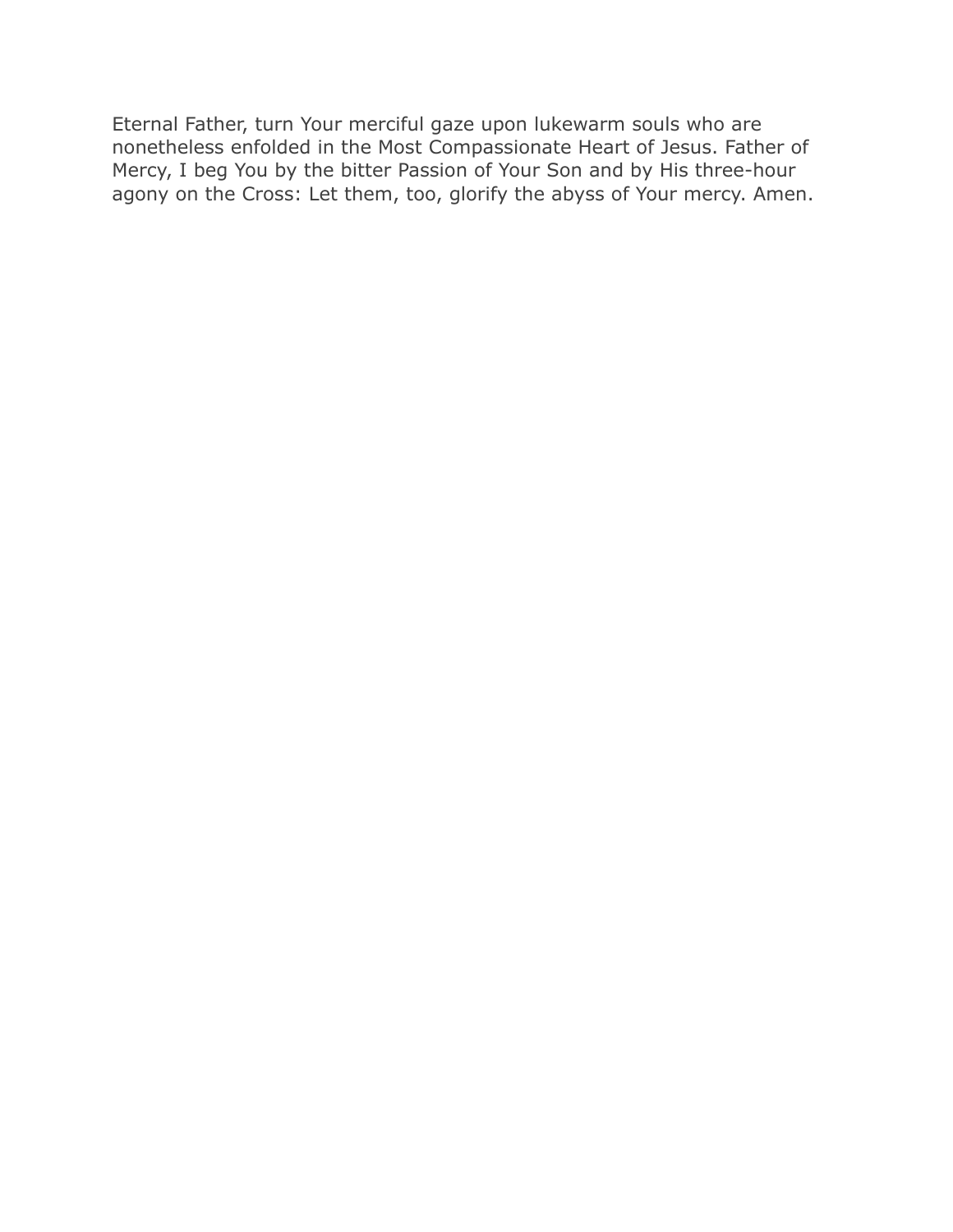Eternal Father, turn Your merciful gaze upon lukewarm souls who are nonetheless enfolded in the Most Compassionate Heart of Jesus. Father of Mercy, I beg You by the bitter Passion of Your Son and by His three-hour agony on the Cross: Let them, too, glorify the abyss of Your mercy. Amen.